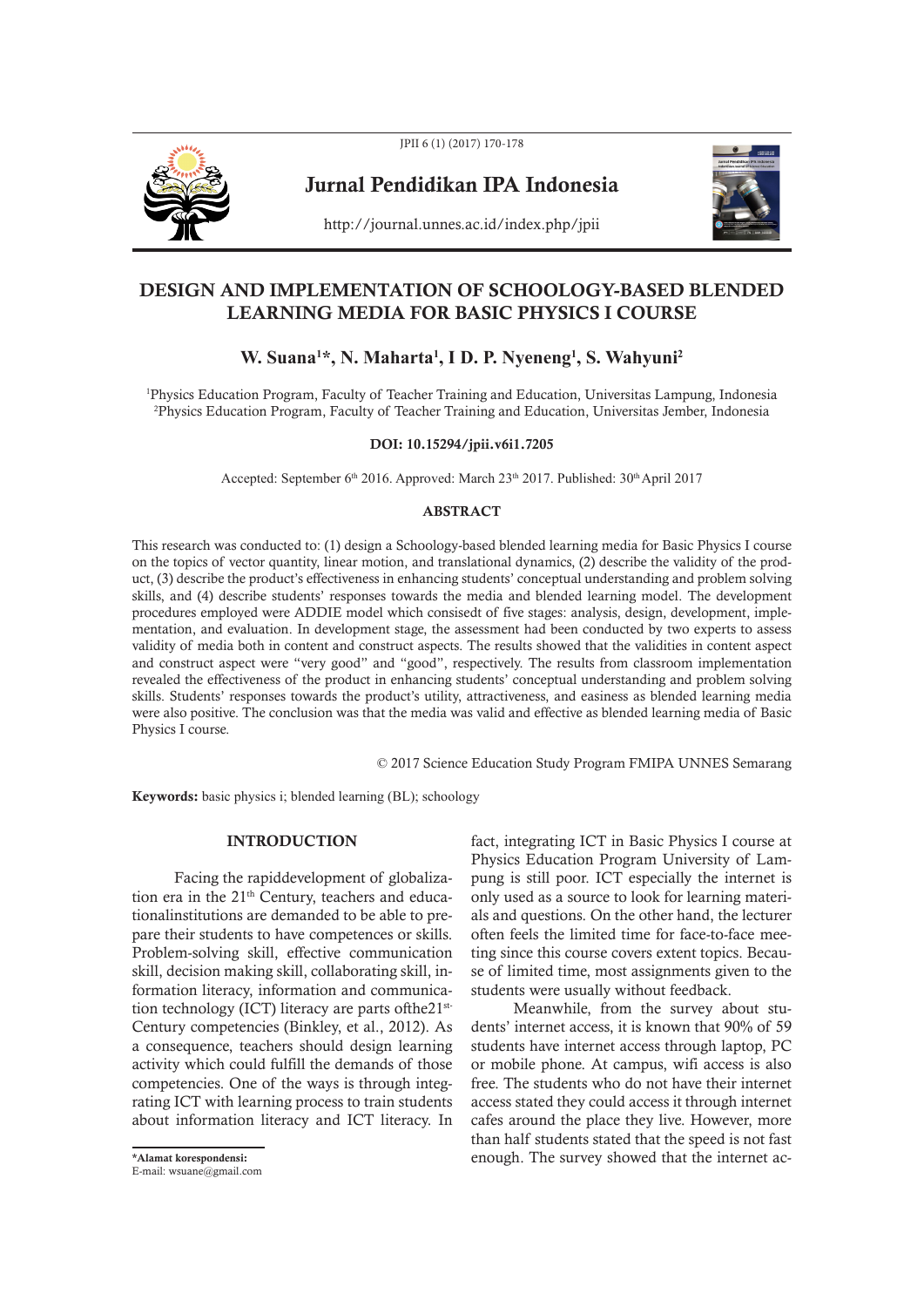# DESIGN AND IMPLEMENTATION OF SCHOOLOGY-BASED BLENDED LEARNING MEDIA FOR BASIC PHYSICS I COURSE

**W. Suana[1]*, N. Maharta[1], I D. P. Nyeneng[1], S. Wahyuni[2]**

[1]Physics Education Program, Faculty of Teacher Training and Education, Universitas Lampung, Indonesia
[2]Physics Education Program, Faculty of Teacher Training and Education, Universitas Jember, Indonesia

**DOI: 10.15294/jpii.v6i1.7205**

Accepted: September 6th 2016. Approved: March 23th 2017. Published: 30th April 2017

## ABSTRACT

This research was conducted to: (1) design a Schoology-based blended learning media for Basic Physics I course on the topics of vector quantity, linear motion, and translational dynamics, (2) describe the validity of the product, (3) describe the product's effectiveness in enhancing students' conceptual understanding and problem solving skills, and (4) describe students' responses towards the media and blended learning model. The development procedures employed were ADDIE model which consisedt of five stages: analysis, design, development, implementation, and evaluation. In development stage, the assessment had been conducted by two experts to assess validity of media both in content and construct aspects. The results showed that the validities in content aspect and construct aspect were "very good" and "good", respectively. The results from classroom implementation revealed the effectiveness of the product in enhancing students' conceptual understanding and problem solving skills. Students' responses towards the product's utility, attractiveness, and easiness as blended learning media were also positive. The conclusion was that the media was valid and effective as blended learning media of Basic Physics I course.

© 2017 Science Education Study Program FMIPA UNNES Semarang

**Keywords:** basic physics i; blended learning (BL); schoology

## INTRODUCTION

Facing the rapiddevelopment of globalization era in the 21th Century, teachers and educationalinstitutions are demanded to be able to prepare their students to have competences or skills. Problem-solving skill, effective communication skill, decision making skill, collaborating skill, information literacy, information and communication technology (ICT) literacy are parts ofthe21st-Century competencies (Binkley, et al., 2012). As a consequence, teachers should design learning activity which could fulfill the demands of those competencies. One of the ways is through integrating ICT with learning process to train students about information literacy and ICT literacy. In fact, integrating ICT in Basic Physics I course at Physics Education Program University of Lampung is still poor. ICT especially the internet is only used as a source to look for learning materials and questions. On the other hand, the lecturer often feels the limited time for face-to-face meeting since this course covers extent topics. Because of limited time, most assignments given to the students were usually without feedback.

Meanwhile, from the survey about students' internet access, it is known that 90% of 59 students have internet access through laptop, PC or mobile phone. At campus, wifi access is also free. The students who do not have their internet access stated they could access it through internet cafes around the place they live. However, more than half students stated that the speed is not fast enough. The survey showed that the internet ac-

*Alamat korespondensi:
E-mail: wsuane@gmail.com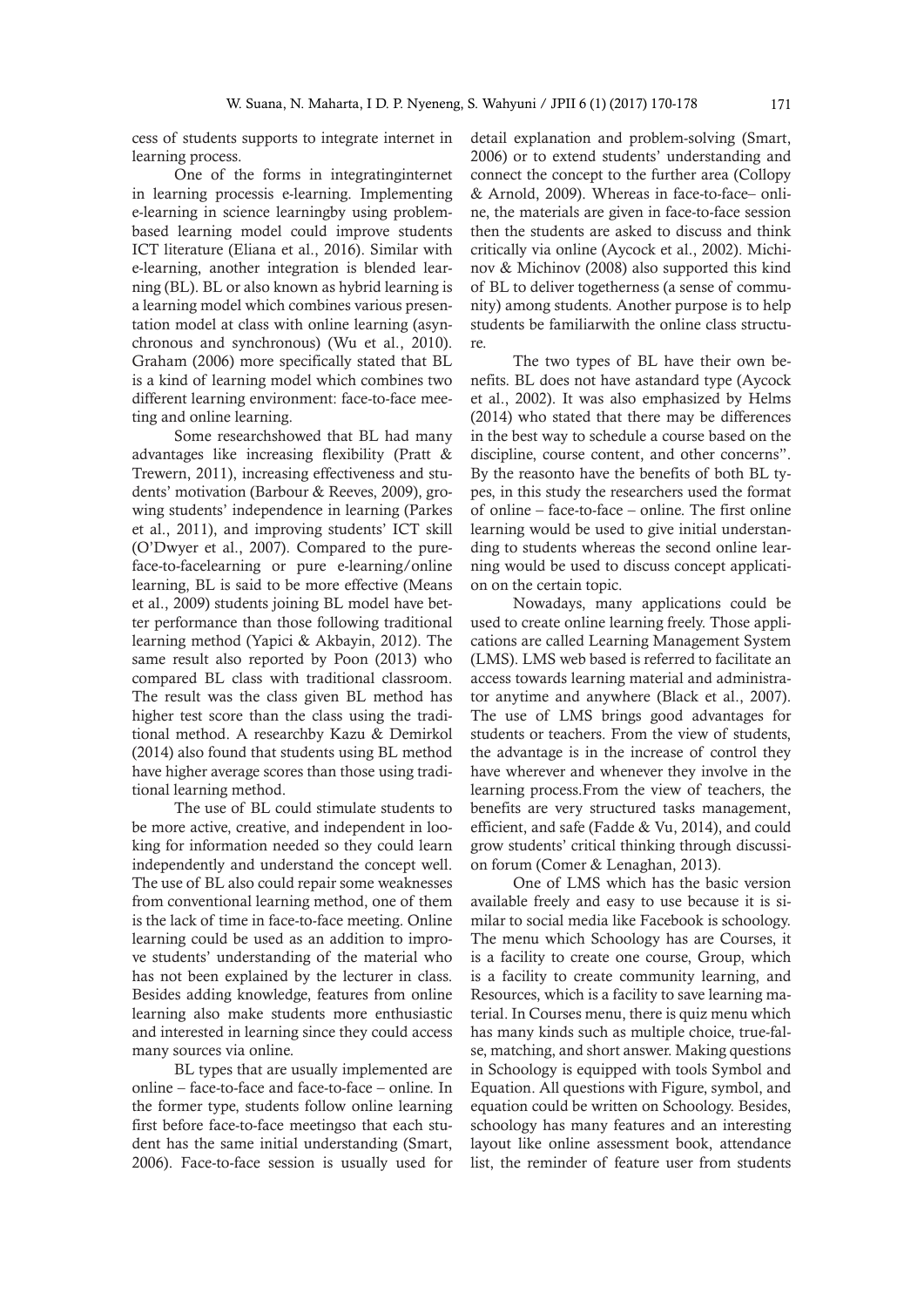cess of students supports to integrate internet in learning process.

One of the forms in integratinginternet in learning processis e-learning. Implementing e-learning in science learningby using problem-based learning model could improve students ICT literature (Eliana et al., 2016). Similar with e-learning, another integration is blended learning (BL). BL or also known as hybrid learning is a learning model which combines various presentation model at class with online learning (asynchronous and synchronous) (Wu et al., 2010). Graham (2006) more specifically stated that BL is a kind of learning model which combines two different learning environment: face-to-face meeting and online learning.

Some researchshowed that BL had many advantages like increasing flexibility (Pratt & Trewern, 2011), increasing effectiveness and students' motivation (Barbour & Reeves, 2009), growing students' independence in learning (Parkes et al., 2011), and improving students' ICT skill (O'Dwyer et al., 2007). Compared to the pure-face-to-facelearning or pure e-learning/online learning, BL is said to be more effective (Means et al., 2009) students joining BL model have better performance than those following traditional learning method (Yapici & Akbayin, 2012). The same result also reported by Poon (2013) who compared BL class with traditional classroom. The result was the class given BL method has higher test score than the class using the traditional method. A researchby Kazu & Demirkol (2014) also found that students using BL method have higher average scores than those using traditional learning method.

The use of BL could stimulate students to be more active, creative, and independent in looking for information needed so they could learn independently and understand the concept well. The use of BL also could repair some weaknesses from conventional learning method, one of them is the lack of time in face-to-face meeting. Online learning could be used as an addition to improve students' understanding of the material who has not been explained by the lecturer in class. Besides adding knowledge, features from online learning also make students more enthusiastic and interested in learning since they could access many sources via online.

BL types that are usually implemented are online – face-to-face and face-to-face – online. In the former type, students follow online learning first before face-to-face meetingso that each student has the same initial understanding (Smart, 2006). Face-to-face session is usually used for detail explanation and problem-solving (Smart, 2006) or to extend students' understanding and connect the concept to the further area (Collopy & Arnold, 2009). Whereas in face-to-face– online, the materials are given in face-to-face session then the students are asked to discuss and think critically via online (Aycock et al., 2002). Michinov & Michinov (2008) also supported this kind of BL to deliver togetherness (a sense of community) among students. Another purpose is to help students be familiarwith the online class structure.

The two types of BL have their own benefits. BL does not have astandard type (Aycock et al., 2002). It was also emphasized by Helms (2014) who stated that there may be differences in the best way to schedule a course based on the discipline, course content, and other concerns". By the reasonto have the benefits of both BL types, in this study the researchers used the format of online – face-to-face – online. The first online learning would be used to give initial understanding to students whereas the second online learning would be used to discuss concept application on the certain topic.

Nowadays, many applications could be used to create online learning freely. Those applications are called Learning Management System (LMS). LMS web based is referred to facilitate an access towards learning material and administrator anytime and anywhere (Black et al., 2007). The use of LMS brings good advantages for students or teachers. From the view of students, the advantage is in the increase of control they have wherever and whenever they involve in the learning process.From the view of teachers, the benefits are very structured tasks management, efficient, and safe (Fadde & Vu, 2014), and could grow students' critical thinking through discussion forum (Comer & Lenaghan, 2013).

One of LMS which has the basic version available freely and easy to use because it is similar to social media like Facebook is schoology. The menu which Schoology has are Courses, it is a facility to create one course, Group, which is a facility to create community learning, and Resources, which is a facility to save learning material. In Courses menu, there is quiz menu which has many kinds such as multiple choice, true-false, matching, and short answer. Making questions in Schoology is equipped with tools Symbol and Equation. All questions with Figure, symbol, and equation could be written on Schoology. Besides, schoology has many features and an interesting layout like online assessment book, attendance list, the reminder of feature user from students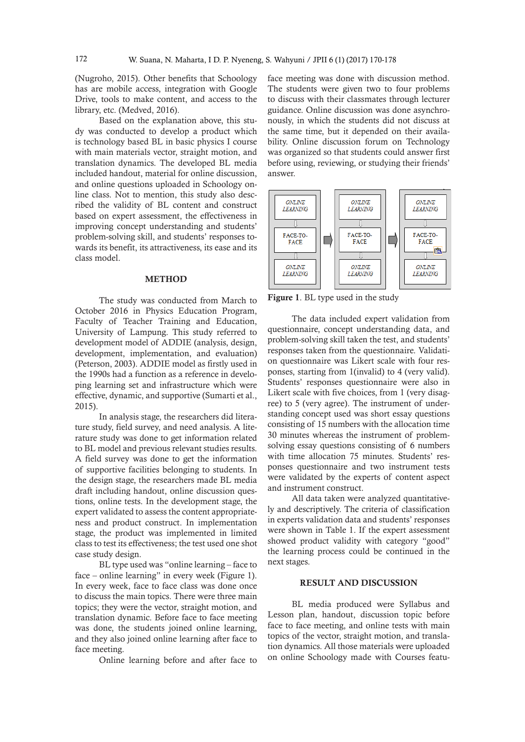(Nugroho, 2015). Other benefits that Schoology has are mobile access, integration with Google Drive, tools to make content, and access to the library, etc. (Medved, 2016).

Based on the explanation above, this study was conducted to develop a product which is technology based BL in basic physics I course with main materials vector, straight motion, and translation dynamics. The developed BL media included handout, material for online discussion, and online questions uploaded in Schoology online class. Not to mention, this study also described the validity of BL content and construct based on expert assessment, the effectiveness in improving concept understanding and students' problem-solving skill, and students' responses towards its benefit, its attractiveness, its ease and its class model.

## METHOD

The study was conducted from March to October 2016 in Physics Education Program, Faculty of Teacher Training and Education, University of Lampung. This study referred to development model of ADDIE (analysis, design, development, implementation, and evaluation) (Peterson, 2003). ADDIE model as firstly used in the 1990s had a function as a reference in developing learning set and infrastructure which were effective, dynamic, and supportive (Sumarti et al., 2015).

In analysis stage, the researchers did literature study, field survey, and need analysis. A literature study was done to get information related to BL model and previous relevant studies results. A field survey was done to get the information of supportive facilities belonging to students. In the design stage, the researchers made BL media draft including handout, online discussion questions, online tests. In the development stage, the expert validated to assess the content appropriateness and product construct. In implementation stage, the product was implemented in limited class to test its effectiveness; the test used one shot case study design.

BL type used was "online learning – face to face – online learning" in every week (Figure 1). In every week, face to face class was done once to discuss the main topics. There were three main topics; they were the vector, straight motion, and translation dynamic. Before face to face meeting was done, the students joined online learning, and they also joined online learning after face to face meeting.

Online learning before and after face to face meeting was done with discussion method. The students were given two to four problems to discuss with their classmates through lecturer guidance. Online discussion was done asynchronously, in which the students did not discuss at the same time, but it depended on their availability. Online discussion forum on Technology was organized so that students could answer first before using, reviewing, or studying their friends' answer.

| ONLINE LEARNING | | ONLINE LEARNING | | ONLINE LEARNING |
|---|---|---|---|---|
| FACE-TO-FACE | → | FACE-TO-FACE | → | FACE-TO-FACE |
| ONLINE LEARNING | | ONLINE LEARNING | | ONLINE LEARNING |

**Figure 1**. BL type used in the study

The data included expert validation from questionnaire, concept understanding data, and problem-solving skill taken the test, and students' responses taken from the questionnaire. Validation questionnaire was Likert scale with four responses, starting from 1(invalid) to 4 (very valid). Students' responses questionnaire were also in Likert scale with five choices, from 1 (very disagree) to 5 (very agree). The instrument of understanding concept used was short essay questions consisting of 15 numbers with the allocation time 30 minutes whereas the instrument of problem-solving essay questions consisting of 6 numbers with time allocation 75 minutes. Students' responses questionnaire and two instrument tests were validated by the experts of content aspect and instrument construct.

All data taken were analyzed quantitatively and descriptively. The criteria of classification in experts validation data and students' responses were shown in Table 1. If the expert assessment showed product validity with category "good" the learning process could be continued in the next stages.

## RESULT AND DISCUSSION

BL media produced were Syllabus and Lesson plan, handout, discussion topic before face to face meeting, and online tests with main topics of the vector, straight motion, and translation dynamics. All those materials were uploaded on online Schoology made with Courses featu-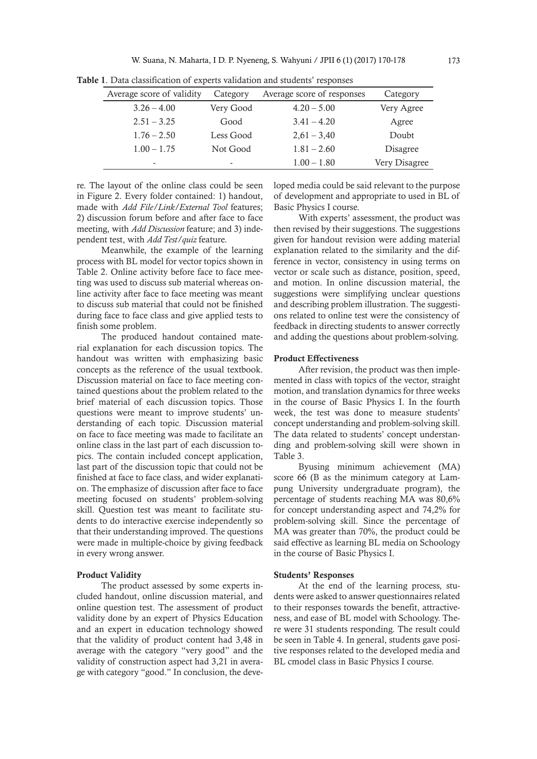**Table 1**. Data classification of experts validation and students' responses

| Average score of validity | Category | Average score of responses | Category |
|---|---|---|---|
| 3.26 – 4.00 | Very Good | 4.20 – 5.00 | Very Agree |
| 2.51 – 3.25 | Good | 3.41 – 4.20 | Agree |
| 1.76 – 2.50 | Less Good | 2,61 – 3,40 | Doubt |
| 1.00 – 1.75 | Not Good | 1.81 – 2.60 | Disagree |
| - | - | 1.00 – 1.80 | Very Disagree |

re. The layout of the online class could be seen in Figure 2. Every folder contained: 1) handout, made with *Add File/Link/External Tool* features; 2) discussion forum before and after face to face meeting, with *Add Discussion* feature; and 3) independent test, with *Add Test/quiz* feature.

Meanwhile, the example of the learning process with BL model for vector topics shown in Table 2. Online activity before face to face meeting was used to discuss sub material whereas online activity after face to face meeting was meant to discuss sub material that could not be finished during face to face class and give applied tests to finish some problem.

The produced handout contained material explanation for each discussion topics. The handout was written with emphasizing basic concepts as the reference of the usual textbook. Discussion material on face to face meeting contained questions about the problem related to the brief material of each discussion topics. Those questions were meant to improve students' understanding of each topic. Discussion material on face to face meeting was made to facilitate an online class in the last part of each discussion topics. The contain included concept application, last part of the discussion topic that could not be finished at face to face class, and wider explanation. The emphasize of discussion after face to face meeting focused on students' problem-solving skill. Question test was meant to facilitate students to do interactive exercise independently so that their understanding improved. The questions were made in multiple-choice by giving feedback in every wrong answer.

### Product Validity

The product assessed by some experts included handout, online discussion material, and online question test. The assessment of product validity done by an expert of Physics Education and an expert in education technology showed that the validity of product content had 3,48 in average with the category "very good" and the validity of construction aspect had 3,21 in average with category "good." In conclusion, the developed media could be said relevant to the purpose of development and appropriate to used in BL of Basic Physics I course.

With experts' assessment, the product was then revised by their suggestions. The suggestions given for handout revision were adding material explanation related to the similarity and the difference in vector, consistency in using terms on vector or scale such as distance, position, speed, and motion. In online discussion material, the suggestions were simplifying unclear questions and describing problem illustration. The suggestions related to online test were the consistency of feedback in directing students to answer correctly and adding the questions about problem-solving.

### Product Effectiveness

After revision, the product was then implemented in class with topics of the vector, straight motion, and translation dynamics for three weeks in the course of Basic Physics I. In the fourth week, the test was done to measure students' concept understanding and problem-solving skill. The data related to students' concept understanding and problem-solving skill were shown in Table 3.

Byusing minimum achievement (MA) score 66 (B as the minimum category at Lampung University undergraduate program), the percentage of students reaching MA was 80,6% for concept understanding aspect and 74,2% for problem-solving skill. Since the percentage of MA was greater than 70%, the product could be said effective as learning BL media on Schoology in the course of Basic Physics I.

### Students' Responses

At the end of the learning process, students were asked to answer questionnaires related to their responses towards the benefit, attractiveness, and ease of BL model with Schoology. There were 31 students responding. The result could be seen in Table 4. In general, students gave positive responses related to the developed media and BL cmodel class in Basic Physics I course.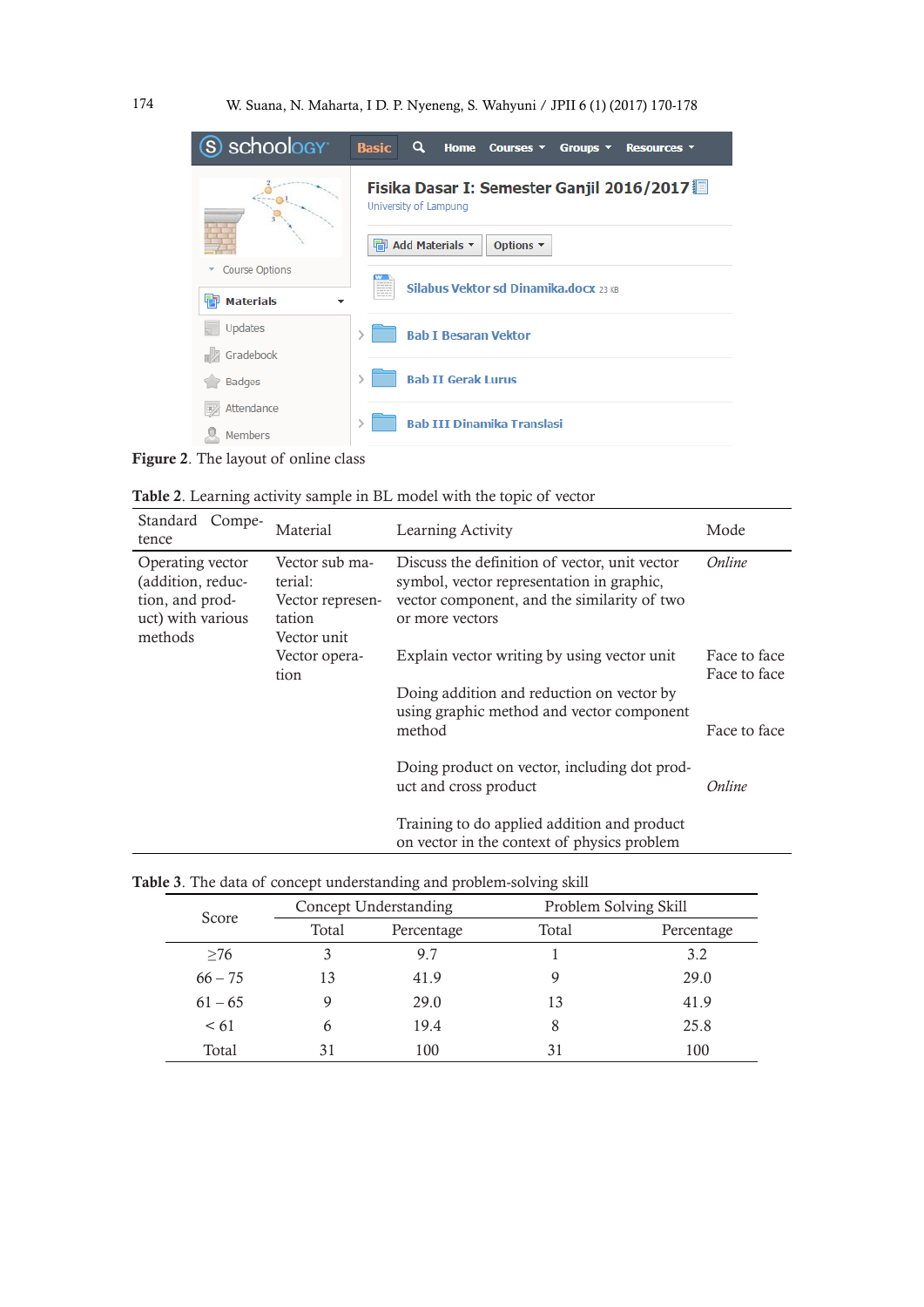**Figure 2**. The layout of online class

**Table 2**. Learning activity sample in BL model with the topic of vector

| Standard Competence | Material | Learning Activity | Mode |
|---|---|---|---|
| Operating vector (addition, reduction, and product) with various methods | Vector sub material: Vector representation Vector unit Vector operation | Discuss the definition of vector, unit vector symbol, vector representation in graphic, vector component, and the similarity of two or more vectors | *Online* |
| | | Explain vector writing by using vector unit | Face to face |
| | | Doing addition and reduction on vector by using graphic method and vector component method | Face to face |
| | | Doing product on vector, including dot product and cross product | Face to face |
| | | Training to do applied addition and product on vector in the context of physics problem | *Online* |

**Table 3**. The data of concept understanding and problem-solving skill

| Score | Concept Understanding | | Problem Solving Skill | |
|---|---|---|---|---|
| | Total | Percentage | Total | Percentage |
| ≥76 | 3 | 9.7 | 1 | 3.2 |
| 66 – 75 | 13 | 41.9 | 9 | 29.0 |
| 61 – 65 | 9 | 29.0 | 13 | 41.9 |
| < 61 | 6 | 19.4 | 8 | 25.8 |
| Total | 31 | 100 | 31 | 100 |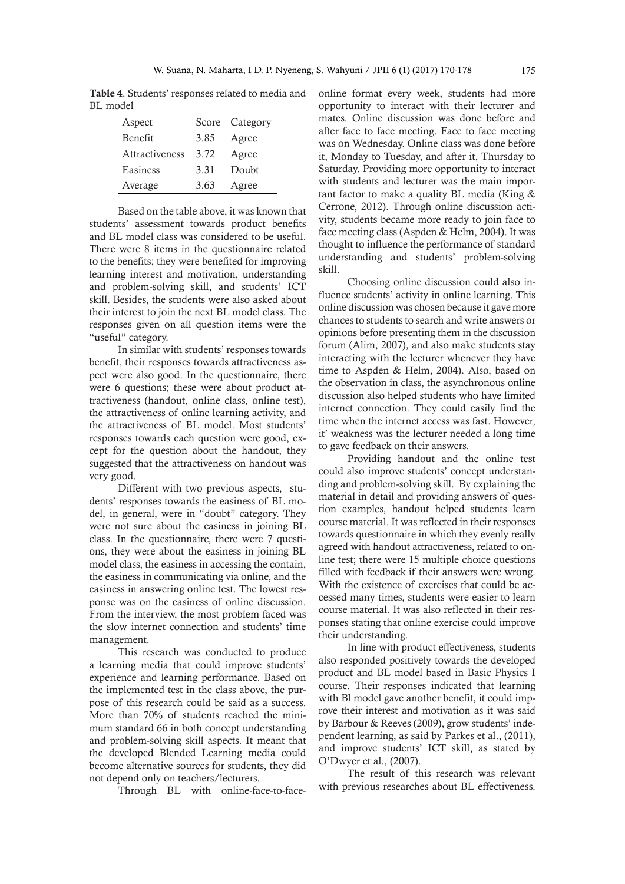**Table 4**. Students' responses related to media and BL model

| Aspect | Score | Category |
|---|---|---|
| Benefit | 3.85 | Agree |
| Attractiveness | 3.72 | Agree |
| Easiness | 3.31 | Doubt |
| Average | 3.63 | Agree |

Based on the table above, it was known that students' assessment towards product benefits and BL model class was considered to be useful. There were 8 items in the questionnaire related to the benefits; they were benefited for improving learning interest and motivation, understanding and problem-solving skill, and students' ICT skill. Besides, the students were also asked about their interest to join the next BL model class. The responses given on all question items were the "useful" category.

In similar with students' responses towards benefit, their responses towards attractiveness aspect were also good. In the questionnaire, there were 6 questions; these were about product attractiveness (handout, online class, online test), the attractiveness of online learning activity, and the attractiveness of BL model. Most students' responses towards each question were good, except for the question about the handout, they suggested that the attractiveness on handout was very good.

Different with two previous aspects, students' responses towards the easiness of BL model, in general, were in "doubt" category. They were not sure about the easiness in joining BL class. In the questionnaire, there were 7 questions, they were about the easiness in joining BL model class, the easiness in accessing the contain, the easiness in communicating via online, and the easiness in answering online test. The lowest response was on the easiness of online discussion. From the interview, the most problem faced was the slow internet connection and students' time management.

This research was conducted to produce a learning media that could improve students' experience and learning performance. Based on the implemented test in the class above, the purpose of this research could be said as a success. More than 70% of students reached the minimum standard 66 in both concept understanding and problem-solving skill aspects. It meant that the developed Blended Learning media could become alternative sources for students, they did not depend only on teachers/lecturers.

Through BL with online-face-to-face-online format every week, students had more opportunity to interact with their lecturer and mates. Online discussion was done before and after face to face meeting. Face to face meeting was on Wednesday. Online class was done before it, Monday to Tuesday, and after it, Thursday to Saturday. Providing more opportunity to interact with students and lecturer was the main important factor to make a quality BL media (King & Cerrone, 2012). Through online discussion activity, students became more ready to join face to face meeting class (Aspden & Helm, 2004). It was thought to influence the performance of standard understanding and students' problem-solving skill.

Choosing online discussion could also influence students' activity in online learning. This online discussion was chosen because it gave more chances to students to search and write answers or opinions before presenting them in the discussion forum (Alim, 2007), and also make students stay interacting with the lecturer whenever they have time to Aspden & Helm, 2004). Also, based on the observation in class, the asynchronous online discussion also helped students who have limited internet connection. They could easily find the time when the internet access was fast. However, it' weakness was the lecturer needed a long time to gave feedback on their answers.

Providing handout and the online test could also improve students' concept understanding and problem-solving skill. By explaining the material in detail and providing answers of question examples, handout helped students learn course material. It was reflected in their responses towards questionnaire in which they evenly really agreed with handout attractiveness, related to online test; there were 15 multiple choice questions filled with feedback if their answers were wrong. With the existence of exercises that could be accessed many times, students were easier to learn course material. It was also reflected in their responses stating that online exercise could improve their understanding.

In line with product effectiveness, students also responded positively towards the developed product and BL model based in Basic Physics I course. Their responses indicated that learning with Bl model gave another benefit, it could improve their interest and motivation as it was said by Barbour & Reeves (2009), grow students' independent learning, as said by Parkes et al., (2011), and improve students' ICT skill, as stated by O'Dwyer et al., (2007).

The result of this research was relevant with previous researches about BL effectiveness.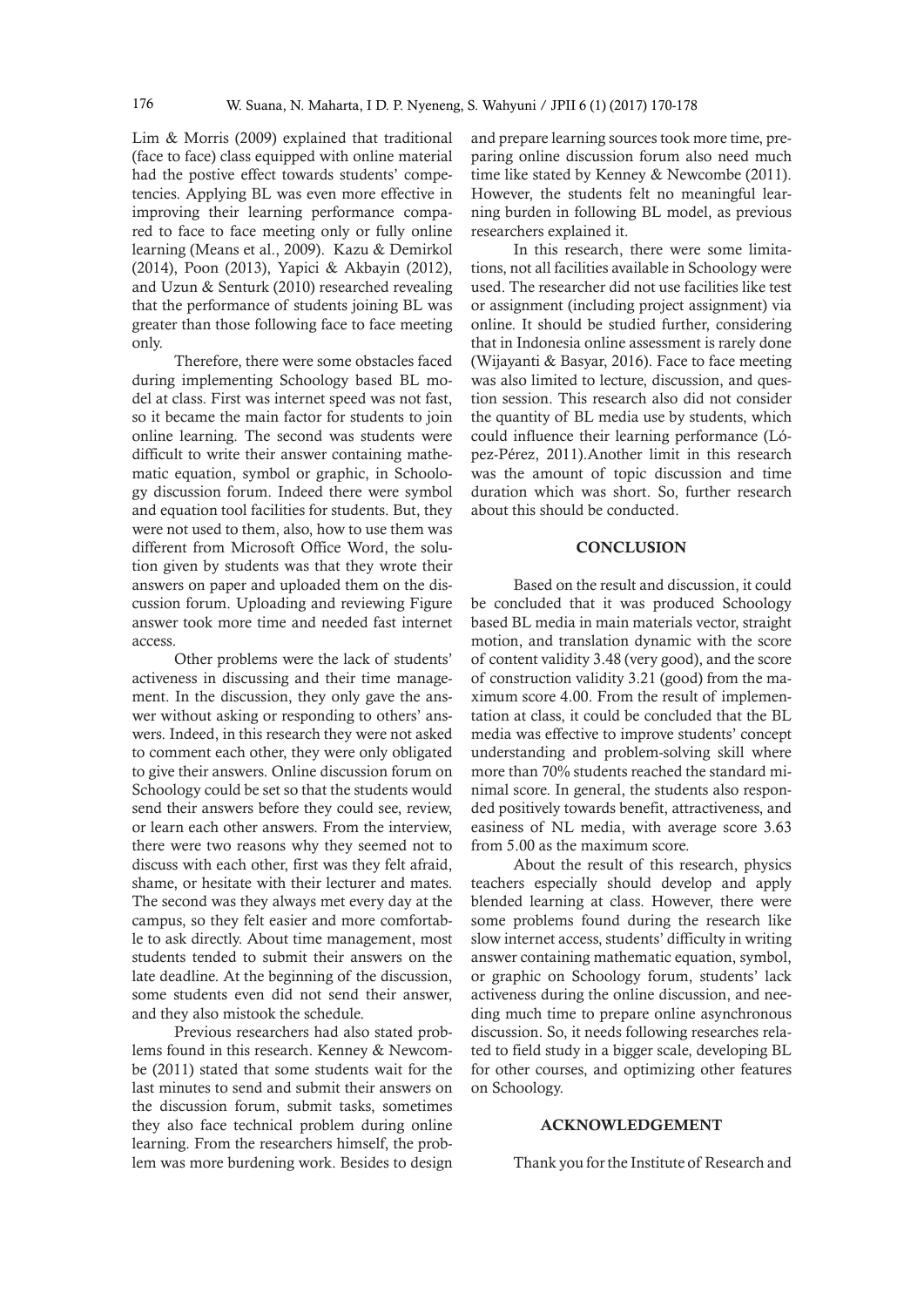Lim & Morris (2009) explained that traditional (face to face) class equipped with online material had the postive effect towards students' competencies. Applying BL was even more effective in improving their learning performance compared to face to face meeting only or fully online learning (Means et al., 2009). Kazu & Demirkol (2014), Poon (2013), Yapici & Akbayin (2012), and Uzun & Senturk (2010) researched revealing that the performance of students joining BL was greater than those following face to face meeting only.

Therefore, there were some obstacles faced during implementing Schoology based BL model at class. First was internet speed was not fast, so it became the main factor for students to join online learning. The second was students were difficult to write their answer containing mathematic equation, symbol or graphic, in Schoology discussion forum. Indeed there were symbol and equation tool facilities for students. But, they were not used to them, also, how to use them was different from Microsoft Office Word, the solution given by students was that they wrote their answers on paper and uploaded them on the discussion forum. Uploading and reviewing Figure answer took more time and needed fast internet access.

Other problems were the lack of students' activeness in discussing and their time management. In the discussion, they only gave the answer without asking or responding to others' answers. Indeed, in this research they were not asked to comment each other, they were only obligated to give their answers. Online discussion forum on Schoology could be set so that the students would send their answers before they could see, review, or learn each other answers. From the interview, there were two reasons why they seemed not to discuss with each other, first was they felt afraid, shame, or hesitate with their lecturer and mates. The second was they always met every day at the campus, so they felt easier and more comfortable to ask directly. About time management, most students tended to submit their answers on the late deadline. At the beginning of the discussion, some students even did not send their answer, and they also mistook the schedule.

Previous researchers had also stated problems found in this research. Kenney & Newcombe (2011) stated that some students wait for the last minutes to send and submit their answers on the discussion forum, submit tasks, sometimes they also face technical problem during online learning. From the researchers himself, the problem was more burdening work. Besides to design and prepare learning sources took more time, preparing online discussion forum also need much time like stated by Kenney & Newcombe (2011). However, the students felt no meaningful learning burden in following BL model, as previous researchers explained it.

In this research, there were some limitations, not all facilities available in Schoology were used. The researcher did not use facilities like test or assignment (including project assignment) via online. It should be studied further, considering that in Indonesia online assessment is rarely done (Wijayanti & Basyar, 2016). Face to face meeting was also limited to lecture, discussion, and question session. This research also did not consider the quantity of BL media use by students, which could influence their learning performance (López-Pérez, 2011).Another limit in this research was the amount of topic discussion and time duration which was short. So, further research about this should be conducted.

## CONCLUSION

Based on the result and discussion, it could be concluded that it was produced Schoology based BL media in main materials vector, straight motion, and translation dynamic with the score of content validity 3.48 (very good), and the score of construction validity 3.21 (good) from the maximum score 4.00. From the result of implementation at class, it could be concluded that the BL media was effective to improve students' concept understanding and problem-solving skill where more than 70% students reached the standard minimal score. In general, the students also responded positively towards benefit, attractiveness, and easiness of NL media, with average score 3.63 from 5.00 as the maximum score.

About the result of this research, physics teachers especially should develop and apply blended learning at class. However, there were some problems found during the research like slow internet access, students' difficulty in writing answer containing mathematic equation, symbol, or graphic on Schoology forum, students' lack activeness during the online discussion, and needing much time to prepare online asynchronous discussion. So, it needs following researches related to field study in a bigger scale, developing BL for other courses, and optimizing other features on Schoology.

## ACKNOWLEDGEMENT

Thank you for the Institute of Research and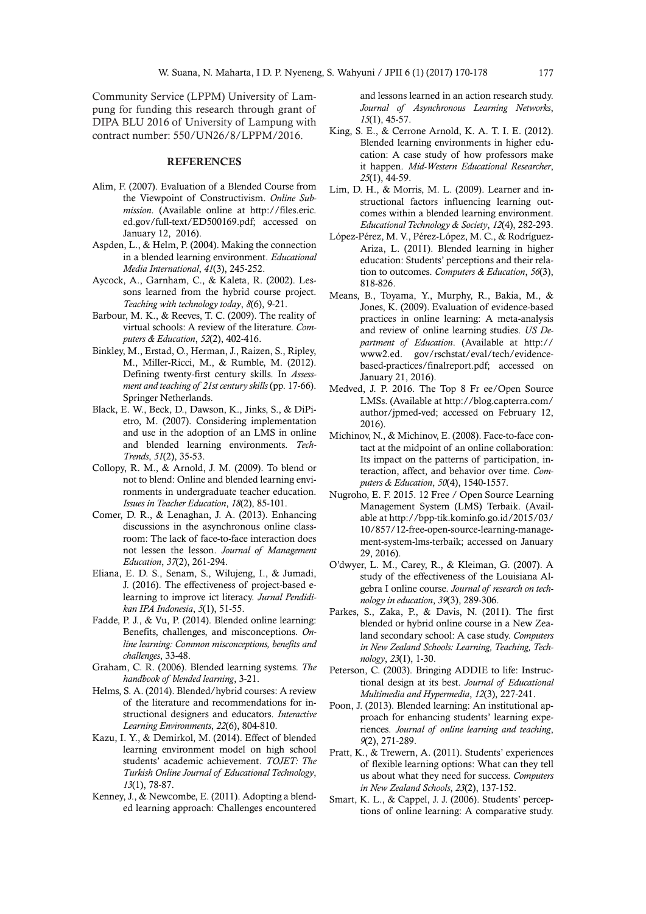Community Service (LPPM) University of Lampung for funding this research through grant of DIPA BLU 2016 of University of Lampung with contract number: 550/UN26/8/LPPM/2016.

## REFERENCES

Alim, F. (2007). Evaluation of a Blended Course from the Viewpoint of Constructivism. *Online Submission*. (Available online at http://files.eric.ed.gov/full-text/ED500169.pdf; accessed on January 12, 2016).

Aspden, L., & Helm, P. (2004). Making the connection in a blended learning environment. *Educational Media International*, *41*(3), 245-252.

Aycock, A., Garnham, C., & Kaleta, R. (2002). Lessons learned from the hybrid course project. *Teaching with technology today*, *8*(6), 9-21.

Barbour, M. K., & Reeves, T. C. (2009). The reality of virtual schools: A review of the literature. *Computers & Education*, *52*(2), 402-416.

Binkley, M., Erstad, O., Herman, J., Raizen, S., Ripley, M., Miller-Ricci, M., & Rumble, M. (2012). Defining twenty-first century skills. In *Assessment and teaching of 21st century skills* (pp. 17-66). Springer Netherlands.

Black, E. W., Beck, D., Dawson, K., Jinks, S., & DiPietro, M. (2007). Considering implementation and use in the adoption of an LMS in online and blended learning environments. *TechTrends*, *51*(2), 35-53.

Collopy, R. M., & Arnold, J. M. (2009). To blend or not to blend: Online and blended learning environments in undergraduate teacher education. *Issues in Teacher Education*, *18*(2), 85-101.

Comer, D. R., & Lenaghan, J. A. (2013). Enhancing discussions in the asynchronous online classroom: The lack of face-to-face interaction does not lessen the lesson. *Journal of Management Education*, *37*(2), 261-294.

Eliana, E. D. S., Senam, S., Wilujeng, I., & Jumadi, J. (2016). The effectiveness of project-based e-learning to improve ict literacy. *Jurnal Pendidikan IPA Indonesia*, *5*(1), 51-55.

Fadde, P. J., & Vu, P. (2014). Blended online learning: Benefits, challenges, and misconceptions. *Online learning: Common misconceptions, benefits and challenges*, 33-48.

Graham, C. R. (2006). Blended learning systems. *The handbook of blended learning*, 3-21.

Helms, S. A. (2014). Blended/hybrid courses: A review of the literature and recommendations for instructional designers and educators. *Interactive Learning Environments*, *22*(6), 804-810.

Kazu, I. Y., & Demirkol, M. (2014). Effect of blended learning environment model on high school students' academic achievement. *TOJET: The Turkish Online Journal of Educational Technology*, *13*(1), 78-87.

Kenney, J., & Newcombe, E. (2011). Adopting a blended learning approach: Challenges encountered and lessons learned in an action research study. *Journal of Asynchronous Learning Networks*, *15*(1), 45-57.

King, S. E., & Cerrone Arnold, K. A. T. I. E. (2012). Blended learning environments in higher education: A case study of how professors make it happen. *Mid-Western Educational Researcher*, *25*(1), 44-59.

Lim, D. H., & Morris, M. L. (2009). Learner and instructional factors influencing learning outcomes within a blended learning environment. *Educational Technology & Society*, *12*(4), 282-293.

López-Pérez, M. V., Pérez-López, M. C., & Rodríguez-Ariza, L. (2011). Blended learning in higher education: Students' perceptions and their relation to outcomes. *Computers & Education*, *56*(3), 818-826.

Means, B., Toyama, Y., Murphy, R., Bakia, M., & Jones, K. (2009). Evaluation of evidence-based practices in online learning: A meta-analysis and review of online learning studies. *US Department of Education*. (Available at http://www2.ed. gov/rschstat/eval/tech/evidence-based-practices/finalreport.pdf; accessed on January 21, 2016).

Medved, J. P. 2016. The Top 8 Fr ee/Open Source LMSs. (Available at http://blog.capterra.com/author/jpmed-ved; accessed on February 12, 2016).

Michinov, N., & Michinov, E. (2008). Face-to-face contact at the midpoint of an online collaboration: Its impact on the patterns of participation, interaction, affect, and behavior over time. *Computers & Education*, *50*(4), 1540-1557.

Nugroho, E. F. 2015. 12 Free / Open Source Learning Management System (LMS) Terbaik. (Available at http://bpp-tik.kominfo.go.id/2015/03/10/857/12-free-open-source-learning-management-system-lms-terbaik; accessed on January 29, 2016).

O'dwyer, L. M., Carey, R., & Kleiman, G. (2007). A study of the effectiveness of the Louisiana Algebra I online course. *Journal of research on technology in education*, *39*(3), 289-306.

Parkes, S., Zaka, P., & Davis, N. (2011). The first blended or hybrid online course in a New Zealand secondary school: A case study. *Computers in New Zealand Schools: Learning, Teaching, Technology*, *23*(1), 1-30.

Peterson, C. (2003). Bringing ADDIE to life: Instructional design at its best. *Journal of Educational Multimedia and Hypermedia*, *12*(3), 227-241.

Poon, J. (2013). Blended learning: An institutional approach for enhancing students' learning experiences. *Journal of online learning and teaching*, *9*(2), 271-289.

Pratt, K., & Trewern, A. (2011). Students' experiences of flexible learning options: What can they tell us about what they need for success. *Computers in New Zealand Schools*, *23*(2), 137-152.

Smart, K. L., & Cappel, J. J. (2006). Students' perceptions of online learning: A comparative study.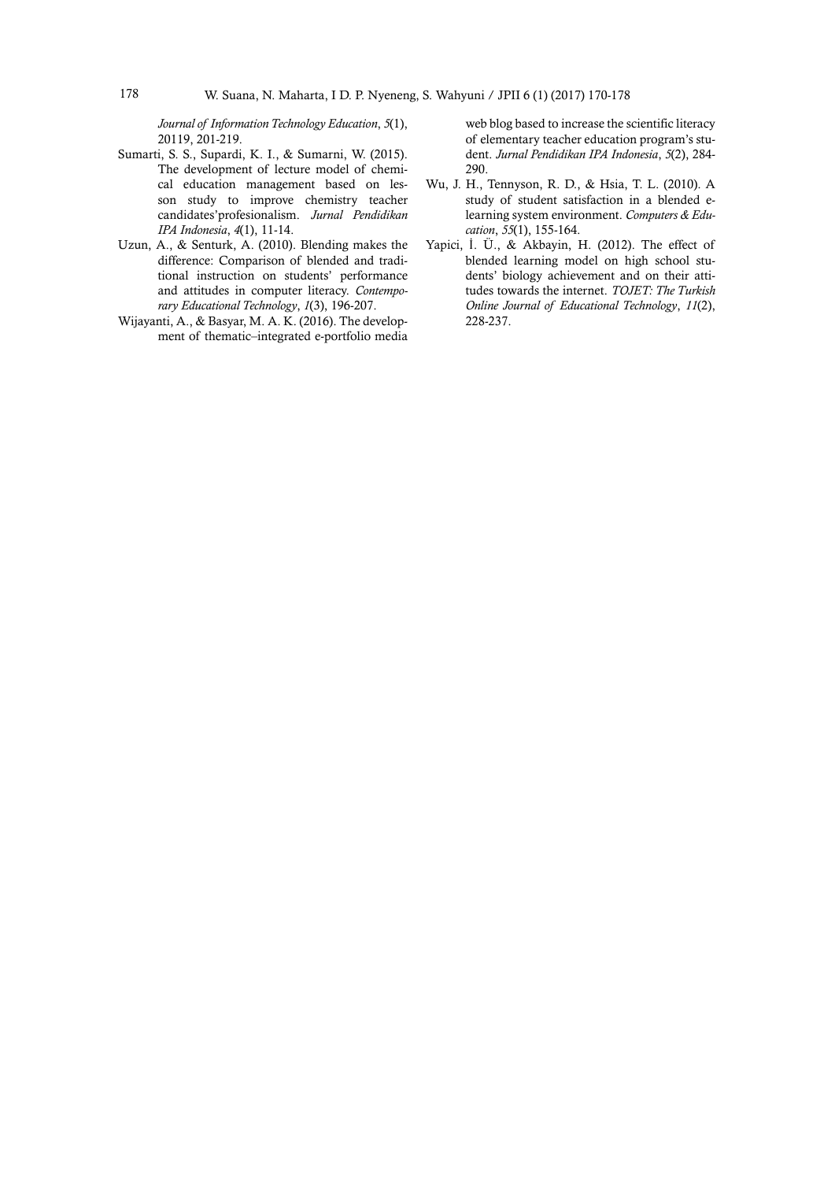*Journal of Information Technology Education*, *5*(1), 20119, 201-219.

Sumarti, S. S., Supardi, K. I., & Sumarni, W. (2015). The development of lecture model of chemical education management based on lesson study to improve chemistry teacher candidates'profesionalism. *Jurnal Pendidikan IPA Indonesia*, *4*(1), 11-14.

Uzun, A., & Senturk, A. (2010). Blending makes the difference: Comparison of blended and traditional instruction on students' performance and attitudes in computer literacy. *Contemporary Educational Technology*, *1*(3), 196-207.

Wijayanti, A., & Basyar, M. A. K. (2016). The development of thematic–integrated e-portfolio media web blog based to increase the scientific literacy of elementary teacher education program's student. *Jurnal Pendidikan IPA Indonesia*, *5*(2), 284-290.

Wu, J. H., Tennyson, R. D., & Hsia, T. L. (2010). A study of student satisfaction in a blended e-learning system environment. *Computers & Education*, *55*(1), 155-164.

Yapici, İ. Ü., & Akbayin, H. (2012). The effect of blended learning model on high school students' biology achievement and on their attitudes towards the internet. *TOJET: The Turkish Online Journal of Educational Technology*, *11*(2), 228-237.